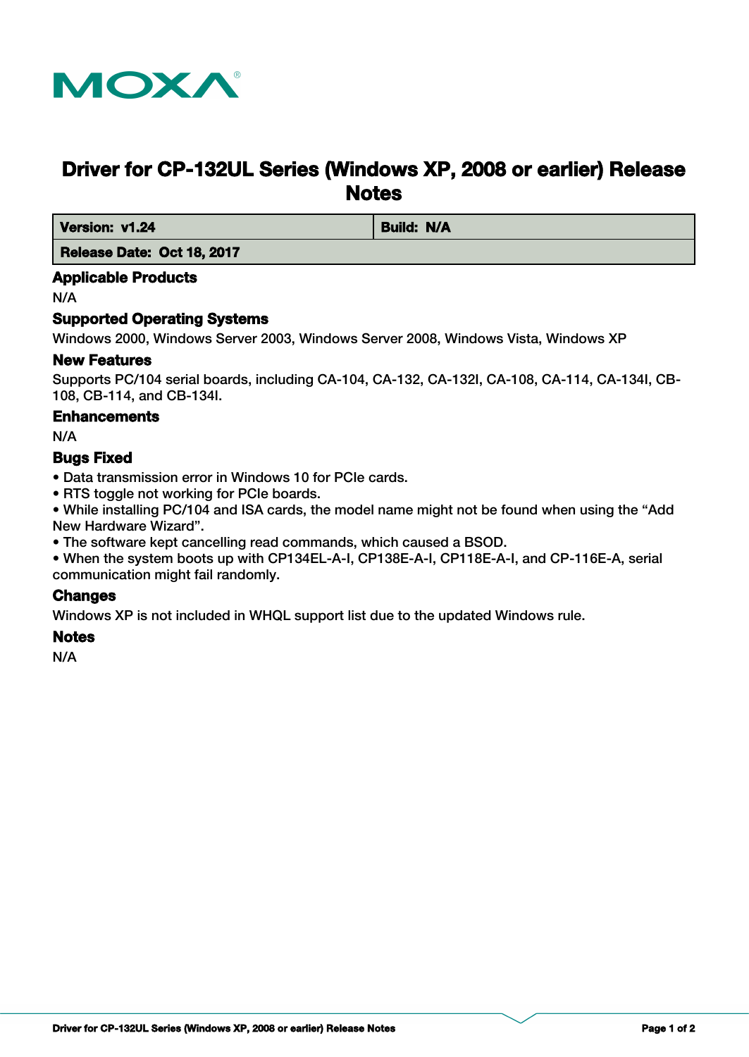MOXA

# Driver for CP-132UL Series (Windows XP, 2008 or earlier) Release Notes

| **Version: v1.24** | **Build: N/A** |
|---|---|
| **Release Date: Oct 18, 2017** | |

## Applicable Products

N/A

## Supported Operating Systems

Windows 2000, Windows Server 2003, Windows Server 2008, Windows Vista, Windows XP

## New Features

Supports PC/104 serial boards, including CA-104, CA-132, CA-132I, CA-108, CA-114, CA-134I, CB-108, CB-114, and CB-134I.

## Enhancements

N/A

## Bugs Fixed

- Data transmission error in Windows 10 for PCIe cards.
- RTS toggle not working for PCIe boards.
- While installing PC/104 and ISA cards, the model name might not be found when using the “Add New Hardware Wizard”.
- The software kept cancelling read commands, which caused a BSOD.
- When the system boots up with CP134EL-A-I, CP138E-A-I, CP118E-A-I, and CP-116E-A, serial communication might fail randomly.

## Changes

Windows XP is not included in WHQL support list due to the updated Windows rule.

## Notes

N/A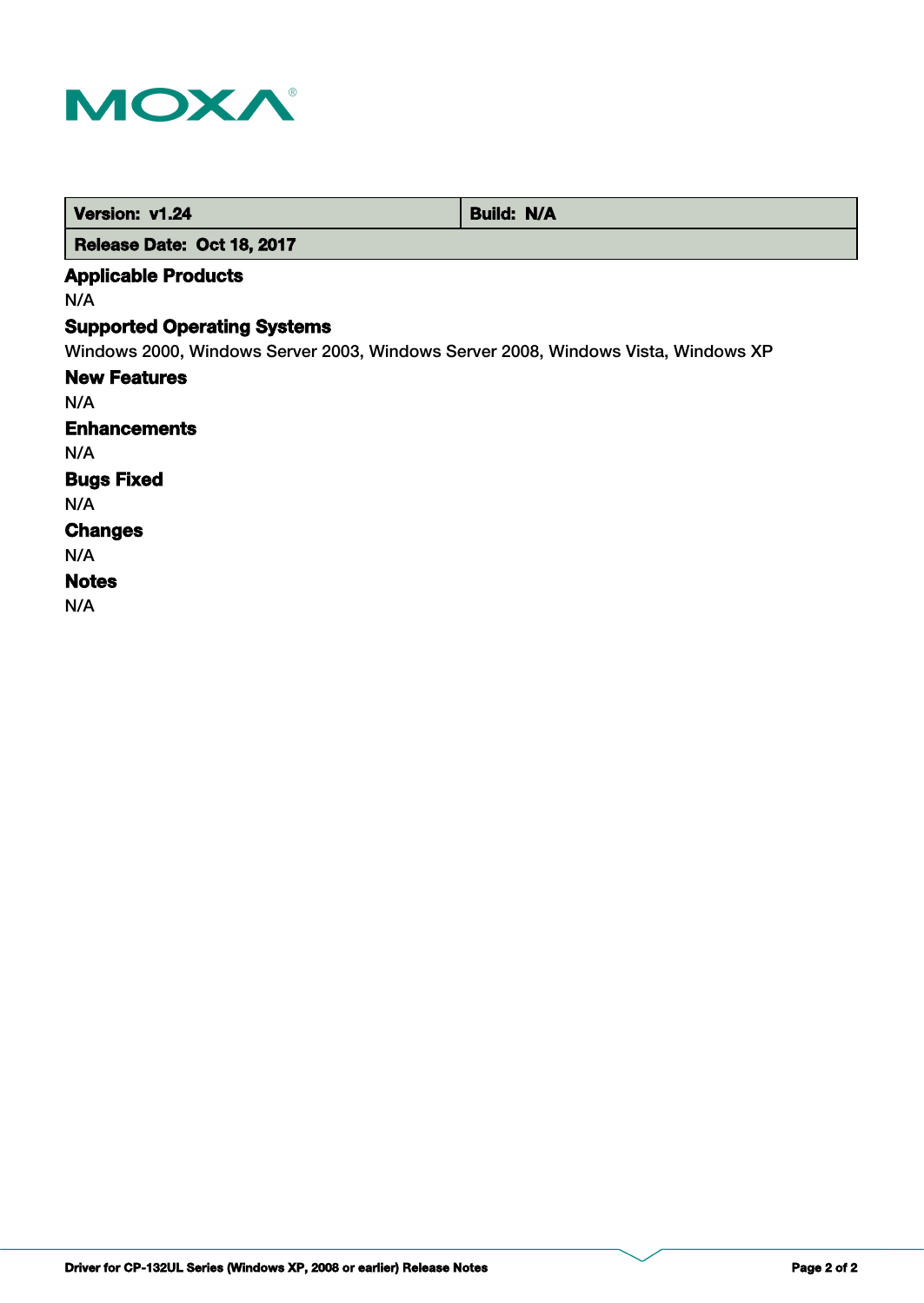| Version: v1.24 | Build: N/A |
| --- | --- |
| Release Date: Oct 18, 2017 | |

### Applicable Products

N/A

### Supported Operating Systems

Windows 2000, Windows Server 2003, Windows Server 2008, Windows Vista, Windows XP

### New Features

N/A

### Enhancements

N/A

### Bugs Fixed

N/A

### Changes

N/A

### Notes

N/A